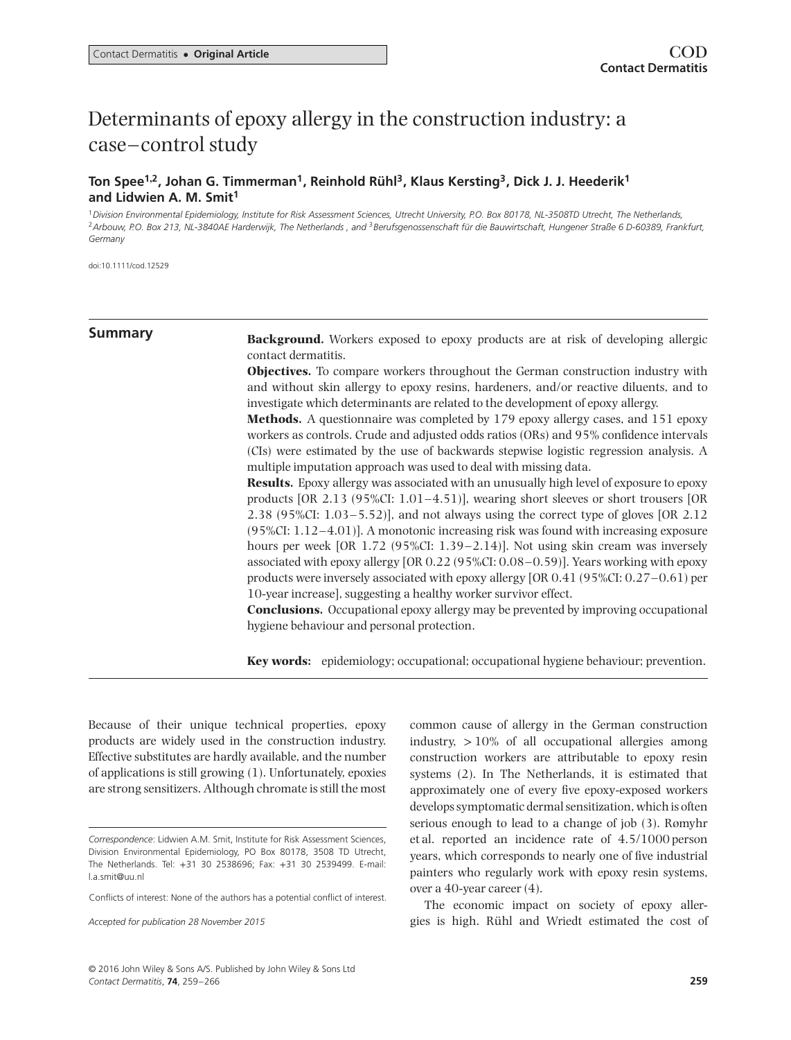Contact Dermatitis • **Original Article**

# Determinants of epoxy allergy in the construction industry: a case–control study

**Ton Spee[1,2], Johan G. Timmerman[1], Reinhold Rühl[3], Klaus Kersting[3], Dick J. J. Heederik[1] and Lidwien A. M. Smit[1]**

[1]*Division Environmental Epidemiology, Institute for Risk Assessment Sciences, Utrecht University, P.O. Box 80178, NL-3508TD Utrecht, The Netherlands,* [2]*Arbouw, P.O. Box 213, NL-3840AE Harderwijk, The Netherlands , and* [3]*Berufsgenossenschaft für die Bauwirtschaft, Hungener Straße 6 D-60389, Frankfurt, Germany*

doi:10.1111/cod.12529

## Summary

**Background.** Workers exposed to epoxy products are at risk of developing allergic contact dermatitis.

**Objectives.** To compare workers throughout the German construction industry with and without skin allergy to epoxy resins, hardeners, and/or reactive diluents, and to investigate which determinants are related to the development of epoxy allergy.

**Methods.** A questionnaire was completed by 179 epoxy allergy cases, and 151 epoxy workers as controls. Crude and adjusted odds ratios (ORs) and 95% confidence intervals (CIs) were estimated by the use of backwards stepwise logistic regression analysis. A multiple imputation approach was used to deal with missing data.

**Results.** Epoxy allergy was associated with an unusually high level of exposure to epoxy products [OR 2.13 (95%CI: 1.01–4.51)], wearing short sleeves or short trousers [OR 2.38 (95%CI: 1.03–5.52)], and not always using the correct type of gloves [OR 2.12 (95%CI: 1.12–4.01)]. A monotonic increasing risk was found with increasing exposure hours per week [OR 1.72 (95%CI: 1.39–2.14)]. Not using skin cream was inversely associated with epoxy allergy [OR 0.22 (95%CI: 0.08–0.59)]. Years working with epoxy products were inversely associated with epoxy allergy [OR 0.41 (95%CI: 0.27–0.61) per 10-year increase], suggesting a healthy worker survivor effect.

**Conclusions.** Occupational epoxy allergy may be prevented by improving occupational hygiene behaviour and personal protection.

**Key words:** epidemiology; occupational; occupational hygiene behaviour; prevention.

Because of their unique technical properties, epoxy products are widely used in the construction industry. Effective substitutes are hardly available, and the number of applications is still growing (1). Unfortunately, epoxies are strong sensitizers. Although chromate is still the most common cause of allergy in the German construction industry, >10% of all occupational allergies among construction workers are attributable to epoxy resin systems (2). In The Netherlands, it is estimated that approximately one of every five epoxy-exposed workers develops symptomatic dermal sensitization, which is often serious enough to lead to a change of job (3). Rømyhr et al. reported an incidence rate of 4.5/1000 person years, which corresponds to nearly one of five industrial painters who regularly work with epoxy resin systems, over a 40-year career (4).

The economic impact on society of epoxy allergies is high. Rühl and Wriedt estimated the cost of

*Correspondence*: Lidwien A.M. Smit, Institute for Risk Assessment Sciences, Division Environmental Epidemiology, PO Box 80178, 3508 TD Utrecht, The Netherlands. Tel: +31 30 2538696; Fax: +31 30 2539499. E-mail: l.a.smit@uu.nl

Conflicts of interest: None of the authors has a potential conflict of interest.

*Accepted for publication 28 November 2015*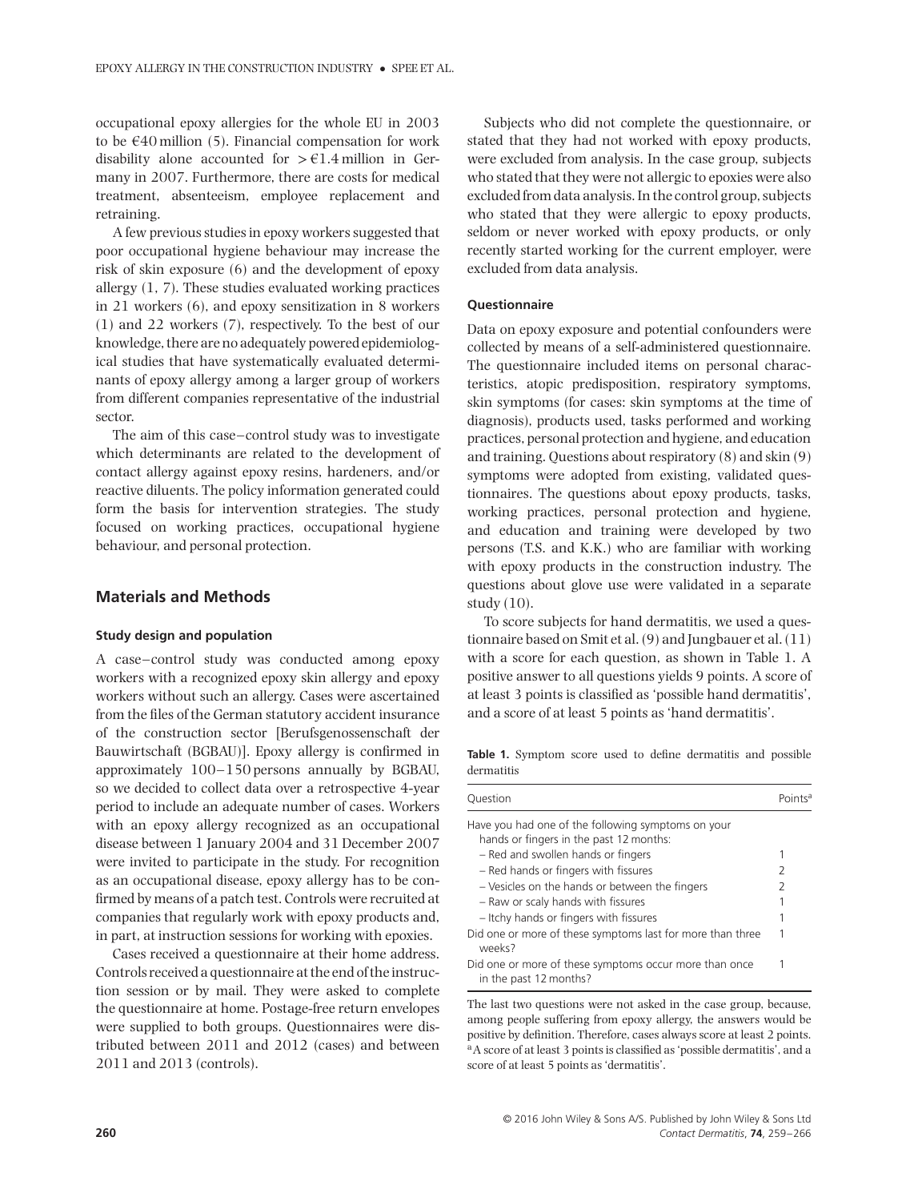occupational epoxy allergies for the whole EU in 2003 to be €40 million (5). Financial compensation for work disability alone accounted for >€1.4 million in Germany in 2007. Furthermore, there are costs for medical treatment, absenteeism, employee replacement and retraining.

A few previous studies in epoxy workers suggested that poor occupational hygiene behaviour may increase the risk of skin exposure (6) and the development of epoxy allergy (1, 7). These studies evaluated working practices in 21 workers (6), and epoxy sensitization in 8 workers (1) and 22 workers (7), respectively. To the best of our knowledge, there are no adequately powered epidemiological studies that have systematically evaluated determinants of epoxy allergy among a larger group of workers from different companies representative of the industrial sector.

The aim of this case–control study was to investigate which determinants are related to the development of contact allergy against epoxy resins, hardeners, and/or reactive diluents. The policy information generated could form the basis for intervention strategies. The study focused on working practices, occupational hygiene behaviour, and personal protection.

## Materials and Methods

### Study design and population

A case–control study was conducted among epoxy workers with a recognized epoxy skin allergy and epoxy workers without such an allergy. Cases were ascertained from the files of the German statutory accident insurance of the construction sector [Berufsgenossenschaft der Bauwirtschaft (BGBAU)]. Epoxy allergy is confirmed in approximately 100–150 persons annually by BGBAU, so we decided to collect data over a retrospective 4-year period to include an adequate number of cases. Workers with an epoxy allergy recognized as an occupational disease between 1 January 2004 and 31 December 2007 were invited to participate in the study. For recognition as an occupational disease, epoxy allergy has to be confirmed by means of a patch test. Controls were recruited at companies that regularly work with epoxy products and, in part, at instruction sessions for working with epoxies.

Cases received a questionnaire at their home address. Controls received a questionnaire at the end of the instruction session or by mail. They were asked to complete the questionnaire at home. Postage-free return envelopes were supplied to both groups. Questionnaires were distributed between 2011 and 2012 (cases) and between 2011 and 2013 (controls).

Subjects who did not complete the questionnaire, or stated that they had not worked with epoxy products, were excluded from analysis. In the case group, subjects who stated that they were not allergic to epoxies were also excluded from data analysis. In the control group, subjects who stated that they were allergic to epoxy products, seldom or never worked with epoxy products, or only recently started working for the current employer, were excluded from data analysis.

### Questionnaire

Data on epoxy exposure and potential confounders were collected by means of a self-administered questionnaire. The questionnaire included items on personal characteristics, atopic predisposition, respiratory symptoms, skin symptoms (for cases: skin symptoms at the time of diagnosis), products used, tasks performed and working practices, personal protection and hygiene, and education and training. Questions about respiratory (8) and skin (9) symptoms were adopted from existing, validated questionnaires. The questions about epoxy products, tasks, working practices, personal protection and hygiene, and education and training were developed by two persons (T.S. and K.K.) who are familiar with working with epoxy products in the construction industry. The questions about glove use were validated in a separate study (10).

To score subjects for hand dermatitis, we used a questionnaire based on Smit et al. (9) and Jungbauer et al. (11) with a score for each question, as shown in Table 1. A positive answer to all questions yields 9 points. A score of at least 3 points is classified as 'possible hand dermatitis', and a score of at least 5 points as 'hand dermatitis'.

**Table 1.** Symptom score used to define dermatitis and possible dermatitis

| Question | Points[a] |
|---|---|
| Have you had one of the following symptoms on your hands or fingers in the past 12 months: | |
| – Red and swollen hands or fingers | 1 |
| – Red hands or fingers with fissures | 2 |
| – Vesicles on the hands or between the fingers | 2 |
| – Raw or scaly hands with fissures | 1 |
| – Itchy hands or fingers with fissures | 1 |
| Did one or more of these symptoms last for more than three weeks? | 1 |
| Did one or more of these symptoms occur more than once in the past 12 months? | 1 |

The last two questions were not asked in the case group, because, among people suffering from epoxy allergy, the answers would be positive by definition. Therefore, cases always score at least 2 points.
[a]A score of at least 3 points is classified as 'possible dermatitis', and a score of at least 5 points as 'dermatitis'.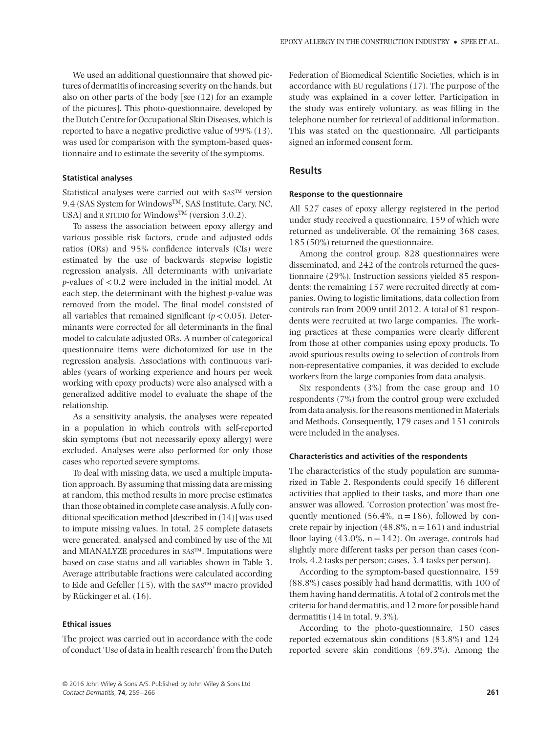We used an additional questionnaire that showed pictures of dermatitis of increasing severity on the hands, but also on other parts of the body [see (12) for an example of the pictures]. This photo-questionnaire, developed by the Dutch Centre for Occupational Skin Diseases, which is reported to have a negative predictive value of 99% (13), was used for comparison with the symptom-based questionnaire and to estimate the severity of the symptoms.

#### Statistical analyses

Statistical analyses were carried out with SAS™ version 9.4 (SAS System for Windows™, SAS Institute, Cary, NC, USA) and R STUDIO for Windows™ (version 3.0.2).

To assess the association between epoxy allergy and various possible risk factors, crude and adjusted odds ratios (ORs) and 95% confidence intervals (CIs) were estimated by the use of backwards stepwise logistic regression analysis. All determinants with univariate *p*-values of $< 0.2$ were included in the initial model. At each step, the determinant with the highest *p*-value was removed from the model. The final model consisted of all variables that remained significant ($p < 0.05$). Determinants were corrected for all determinants in the final model to calculate adjusted ORs. A number of categorical questionnaire items were dichotomized for use in the regression analysis. Associations with continuous variables (years of working experience and hours per week working with epoxy products) were also analysed with a generalized additive model to evaluate the shape of the relationship.

As a sensitivity analysis, the analyses were repeated in a population in which controls with self-reported skin symptoms (but not necessarily epoxy allergy) were excluded. Analyses were also performed for only those cases who reported severe symptoms.

To deal with missing data, we used a multiple imputation approach. By assuming that missing data are missing at random, this method results in more precise estimates than those obtained in complete case analysis. A fully conditional specification method [described in (14)] was used to impute missing values. In total, 25 complete datasets were generated, analysed and combined by use of the MI and MIANALYZE procedures in SAS™. Imputations were based on case status and all variables shown in Table 3. Average attributable fractions were calculated according to Eide and Gefeller (15), with the SAS™ macro provided by Rückinger et al. (16).

#### Ethical issues

The project was carried out in accordance with the code of conduct 'Use of data in health research' from the Dutch Federation of Biomedical Scientific Societies, which is in accordance with EU regulations (17). The purpose of the study was explained in a cover letter. Participation in the study was entirely voluntary, as was filling in the telephone number for retrieval of additional information. This was stated on the questionnaire. All participants signed an informed consent form.

## Results

#### Response to the questionnaire

All 527 cases of epoxy allergy registered in the period under study received a questionnaire, 159 of which were returned as undeliverable. Of the remaining 368 cases, 185 (50%) returned the questionnaire.

Among the control group, 828 questionnaires were disseminated, and 242 of the controls returned the questionnaire (29%). Instruction sessions yielded 85 respondents; the remaining 157 were recruited directly at companies. Owing to logistic limitations, data collection from controls ran from 2009 until 2012. A total of 81 respondents were recruited at two large companies. The working practices at these companies were clearly different from those at other companies using epoxy products. To avoid spurious results owing to selection of controls from non-representative companies, it was decided to exclude workers from the large companies from data analysis.

Six respondents (3%) from the case group and 10 respondents (7%) from the control group were excluded from data analysis, for the reasons mentioned in Materials and Methods. Consequently, 179 cases and 151 controls were included in the analyses.

#### Characteristics and activities of the respondents

The characteristics of the study population are summarized in Table 2. Respondents could specify 16 different activities that applied to their tasks, and more than one answer was allowed. 'Corrosion protection' was most frequently mentioned (56.4%, n = 186), followed by concrete repair by injection (48.8%, n = 161) and industrial floor laying (43.0%, n = 142). On average, controls had slightly more different tasks per person than cases (controls, 4.2 tasks per person; cases, 3.4 tasks per person).

According to the symptom-based questionnaire, 159 (88.8%) cases possibly had hand dermatitis, with 100 of them having hand dermatitis. A total of 2 controls met the criteria for hand dermatitis, and 12 more for possible hand dermatitis (14 in total, 9.3%).

According to the photo-questionnaire, 150 cases reported eczematous skin conditions (83.8%) and 124 reported severe skin conditions (69.3%). Among the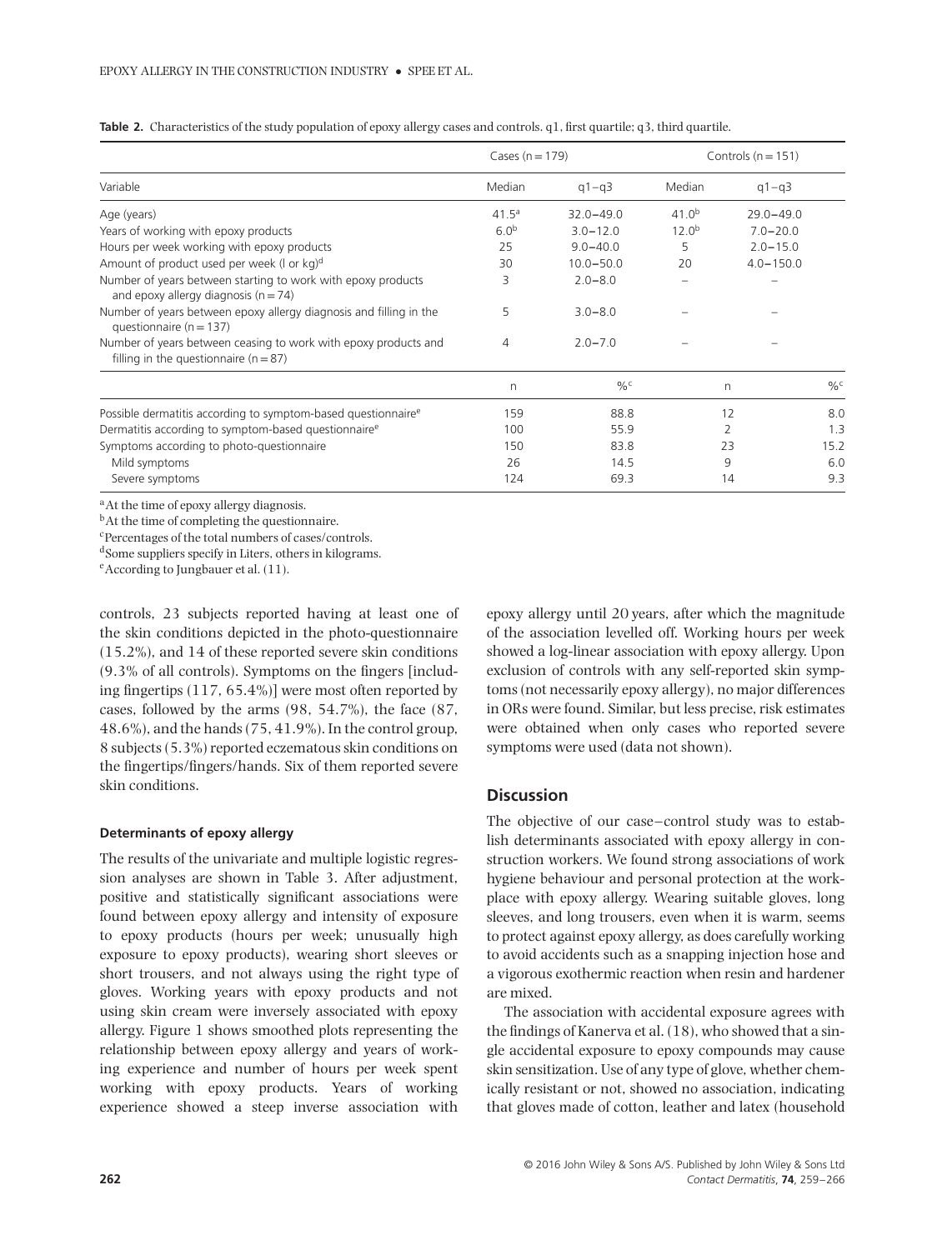**Table 2.** Characteristics of the study population of epoxy allergy cases and controls. q1, first quartile; q3, third quartile.

| Variable | Cases (n = 179) | | Controls (n = 151) | |
|---|---|---|---|---|
| | Median | q1–q3 | Median | q1–q3 |
| Age (years) | 41.5[a] | 32.0–49.0 | 41.0[b] | 29.0–49.0 |
| Years of working with epoxy products | 6.0[b] | 3.0–12.0 | 12.0[b] | 7.0–20.0 |
| Hours per week working with epoxy products | 25 | 9.0–40.0 | 5 | 2.0–15.0 |
| Amount of product used per week (l or kg)[d] | 30 | 10.0–50.0 | 20 | 4.0–150.0 |
| Number of years between starting to work with epoxy products and epoxy allergy diagnosis (n = 74) | 3 | 2.0–8.0 | – | – |
| Number of years between epoxy allergy diagnosis and filling in the questionnaire (n = 137) | 5 | 3.0–8.0 | – | – |
| Number of years between ceasing to work with epoxy products and filling in the questionnaire (n = 87) | 4 | 2.0–7.0 | – | – |
| | n | %[c] | n | %[c] |
| Possible dermatitis according to symptom-based questionnaire[e] | 159 | 88.8 | 12 | 8.0 |
| Dermatitis according to symptom-based questionnaire[e] | 100 | 55.9 | 2 | 1.3 |
| Symptoms according to photo-questionnaire | 150 | 83.8 | 23 | 15.2 |
| Mild symptoms | 26 | 14.5 | 9 | 6.0 |
| Severe symptoms | 124 | 69.3 | 14 | 9.3 |

[a]At the time of epoxy allergy diagnosis.
[b]At the time of completing the questionnaire.
[c]Percentages of the total numbers of cases/controls.
[d]Some suppliers specify in Liters, others in kilograms.
[e]According to Jungbauer et al. (11).

controls, 23 subjects reported having at least one of the skin conditions depicted in the photo-questionnaire (15.2%), and 14 of these reported severe skin conditions (9.3% of all controls). Symptoms on the fingers [including fingertips (117, 65.4%)] were most often reported by cases, followed by the arms (98, 54.7%), the face (87, 48.6%), and the hands (75, 41.9%). In the control group, 8 subjects (5.3%) reported eczematous skin conditions on the fingertips/fingers/hands. Six of them reported severe skin conditions.

#### Determinants of epoxy allergy

The results of the univariate and multiple logistic regression analyses are shown in Table 3. After adjustment, positive and statistically significant associations were found between epoxy allergy and intensity of exposure to epoxy products (hours per week; unusually high exposure to epoxy products), wearing short sleeves or short trousers, and not always using the right type of gloves. Working years with epoxy products and not using skin cream were inversely associated with epoxy allergy. Figure 1 shows smoothed plots representing the relationship between epoxy allergy and years of working experience and number of hours per week spent working with epoxy products. Years of working experience showed a steep inverse association with epoxy allergy until 20 years, after which the magnitude of the association levelled off. Working hours per week showed a log-linear association with epoxy allergy. Upon exclusion of controls with any self-reported skin symptoms (not necessarily epoxy allergy), no major differences in ORs were found. Similar, but less precise, risk estimates were obtained when only cases who reported severe symptoms were used (data not shown).

## Discussion

The objective of our case–control study was to establish determinants associated with epoxy allergy in construction workers. We found strong associations of work hygiene behaviour and personal protection at the workplace with epoxy allergy. Wearing suitable gloves, long sleeves, and long trousers, even when it is warm, seems to protect against epoxy allergy, as does carefully working to avoid accidents such as a snapping injection hose and a vigorous exothermic reaction when resin and hardener are mixed.

The association with accidental exposure agrees with the findings of Kanerva et al. (18), who showed that a single accidental exposure to epoxy compounds may cause skin sensitization. Use of any type of glove, whether chemically resistant or not, showed no association, indicating that gloves made of cotton, leather and latex (household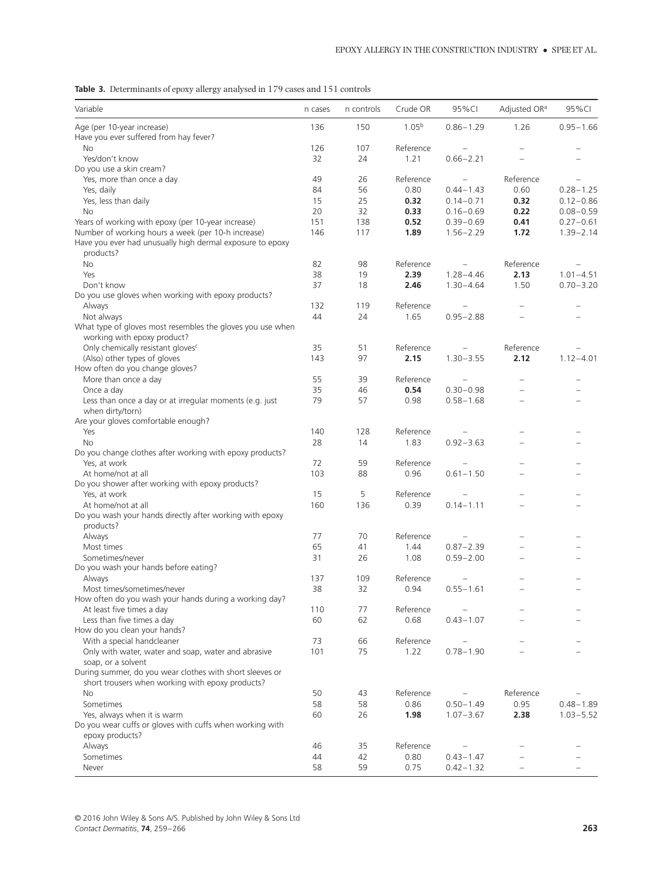**Table 3.** Determinants of epoxy allergy analysed in 179 cases and 151 controls

| Variable | n cases | n controls | Crude OR | 95%CI | Adjusted OR[a] | 95%CI |
|---|---|---|---|---|---|---|
| Age (per 10-year increase) | 136 | 150 | 1.05[b] | 0.86–1.29 | 1.26 | 0.95–1.66 |
| Have you ever suffered from hay fever? | | | | | | |
| No | 126 | 107 | Reference | – | – | – |
| Yes/don't know | 32 | 24 | 1.21 | 0.66–2.21 | – | – |
| Do you use a skin cream? | | | | | | |
| Yes, more than once a day | 49 | 26 | Reference | – | Reference | – |
| Yes, daily | 84 | 56 | 0.80 | 0.44–1.43 | 0.60 | 0.28–1.25 |
| Yes, less than daily | 15 | 25 | **0.32** | 0.14–0.71 | **0.32** | 0.12–0.86 |
| No | 20 | 32 | **0.33** | 0.16–0.69 | **0.22** | 0.08–0.59 |
| Years of working with epoxy (per 10-year increase) | 151 | 138 | **0.52** | 0.39–0.69 | **0.41** | 0.27–0.61 |
| Number of working hours a week (per 10-h increase) | 146 | 117 | **1.89** | 1.56–2.29 | **1.72** | 1.39–2.14 |
| Have you ever had unusually high dermal exposure to epoxy products? | | | | | | |
| No | 82 | 98 | Reference | – | Reference | – |
| Yes | 38 | 19 | **2.39** | 1.28–4.46 | **2.13** | 1.01–4.51 |
| Don't know | 37 | 18 | **2.46** | 1.30–4.64 | 1.50 | 0.70–3.20 |
| Do you use gloves when working with epoxy products? | | | | | | |
| Always | 132 | 119 | Reference | – | – | – |
| Not always | 44 | 24 | 1.65 | 0.95–2.88 | – | – |
| What type of gloves most resembles the gloves you use when working with epoxy product? | | | | | | |
| Only chemically resistant gloves[c] | 35 | 51 | Reference | – | Reference | – |
| (Also) other types of gloves | 143 | 97 | **2.15** | 1.30–3.55 | **2.12** | 1.12–4.01 |
| How often do you change gloves? | | | | | | |
| More than once a day | 55 | 39 | Reference | – | – | – |
| Once a day | 35 | 46 | **0.54** | 0.30–0.98 | – | – |
| Less than once a day or at irregular moments (e.g. just when dirty/torn) | 79 | 57 | 0.98 | 0.58–1.68 | – | – |
| Are your gloves comfortable enough? | | | | | | |
| Yes | 140 | 128 | Reference | – | – | – |
| No | 28 | 14 | 1.83 | 0.92–3.63 | – | – |
| Do you change clothes after working with epoxy products? | | | | | | |
| Yes, at work | 72 | 59 | Reference | – | – | – |
| At home/not at all | 103 | 88 | 0.96 | 0.61–1.50 | – | – |
| Do you shower after working with epoxy products? | | | | | | |
| Yes, at work | 15 | 5 | Reference | – | – | – |
| At home/not at all | 160 | 136 | 0.39 | 0.14–1.11 | – | – |
| Do you wash your hands directly after working with epoxy products? | | | | | | |
| Always | 77 | 70 | Reference | – | – | – |
| Most times | 65 | 41 | 1.44 | 0.87–2.39 | – | – |
| Sometimes/never | 31 | 26 | 1.08 | 0.59–2.00 | – | – |
| Do you wash your hands before eating? | | | | | | |
| Always | 137 | 109 | Reference | – | – | – |
| Most times/sometimes/never | 38 | 32 | 0.94 | 0.55–1.61 | – | – |
| How often do you wash your hands during a working day? | | | | | | |
| At least five times a day | 110 | 77 | Reference | – | – | – |
| Less than five times a day | 60 | 62 | 0.68 | 0.43–1.07 | – | – |
| How do you clean your hands? | | | | | | |
| With a special handcleaner | 73 | 66 | Reference | – | – | – |
| Only with water, water and soap, water and abrasive soap, or a solvent | 101 | 75 | 1.22 | 0.78–1.90 | – | – |
| During summer, do you wear clothes with short sleeves or short trousers when working with epoxy products? | | | | | | |
| No | 50 | 43 | Reference | – | Reference | – |
| Sometimes | 58 | 58 | 0.86 | 0.50–1.49 | 0.95 | 0.48–1.89 |
| Yes, always when it is warm | 60 | 26 | **1.98** | 1.07–3.67 | **2.38** | 1.03–5.52 |
| Do you wear cuffs or gloves with cuffs when working with epoxy products? | | | | | | |
| Always | 46 | 35 | Reference | – | – | – |
| Sometimes | 44 | 42 | 0.80 | 0.43–1.47 | – | – |
| Never | 58 | 59 | 0.75 | 0.42–1.32 | – | – |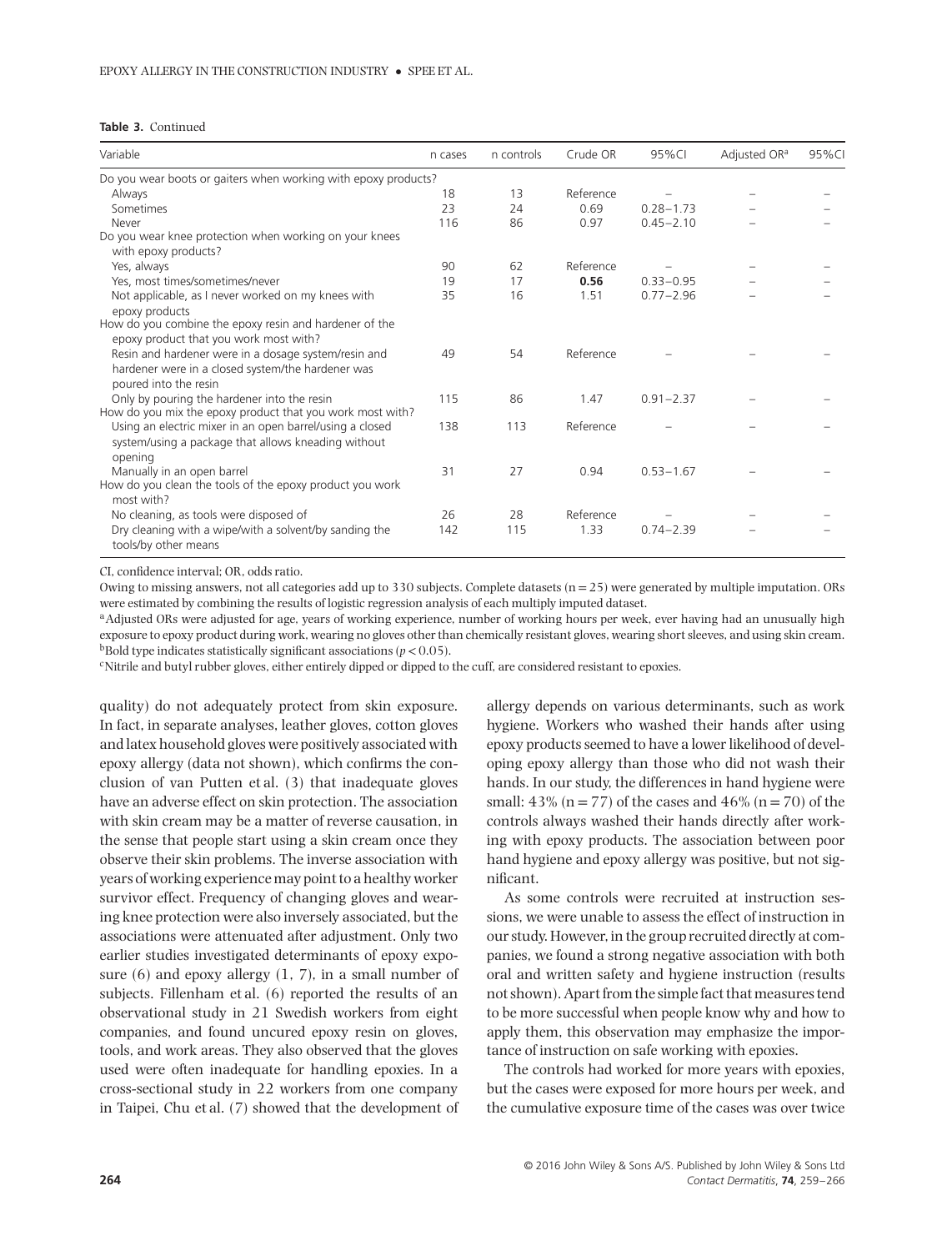**Table 3.** Continued

| Variable | n cases | n controls | Crude OR | 95%CI | Adjusted OR[a] | 95%CI |
|---|---|---|---|---|---|---|
| Do you wear boots or gaiters when working with epoxy products? | | | | | | |
| Always | 18 | 13 | Reference | – | – | – |
| Sometimes | 23 | 24 | 0.69 | 0.28–1.73 | – | – |
| Never | 116 | 86 | 0.97 | 0.45–2.10 | – | – |
| Do you wear knee protection when working on your knees with epoxy products? | | | | | | |
| Yes, always | 90 | 62 | Reference | – | – | – |
| Yes, most times/sometimes/never | 19 | 17 | **0.56** | 0.33–0.95 | – | – |
| Not applicable, as I never worked on my knees with epoxy products | 35 | 16 | 1.51 | 0.77–2.96 | – | – |
| How do you combine the epoxy resin and hardener of the epoxy product that you work most with? | | | | | | |
| Resin and hardener were in a dosage system/resin and hardener were in a closed system/the hardener was poured into the resin | 49 | 54 | Reference | – | – | – |
| Only by pouring the hardener into the resin | 115 | 86 | 1.47 | 0.91–2.37 | – | – |
| How do you mix the epoxy product that you work most with? | | | | | | |
| Using an electric mixer in an open barrel/using a closed system/using a package that allows kneading without opening | 138 | 113 | Reference | – | – | – |
| Manually in an open barrel | 31 | 27 | 0.94 | 0.53–1.67 | – | – |
| How do you clean the tools of the epoxy product you work most with? | | | | | | |
| No cleaning, as tools were disposed of | 26 | 28 | Reference | – | – | – |
| Dry cleaning with a wipe/with a solvent/by sanding the tools/by other means | 142 | 115 | 1.33 | 0.74–2.39 | – | – |

CI, confidence interval; OR, odds ratio.

Owing to missing answers, not all categories add up to 330 subjects. Complete datasets (n = 25) were generated by multiple imputation. ORs were estimated by combining the results of logistic regression analysis of each multiply imputed dataset.

[a]Adjusted ORs were adjusted for age, years of working experience, number of working hours per week, ever having had an unusually high exposure to epoxy product during work, wearing no gloves other than chemically resistant gloves, wearing short sleeves, and using skin cream.

[b]Bold type indicates statistically significant associations ($p < 0.05$).

[c]Nitrile and butyl rubber gloves, either entirely dipped or dipped to the cuff, are considered resistant to epoxies.

quality) do not adequately protect from skin exposure. In fact, in separate analyses, leather gloves, cotton gloves and latex household gloves were positively associated with epoxy allergy (data not shown), which confirms the conclusion of van Putten et al. (3) that inadequate gloves have an adverse effect on skin protection. The association with skin cream may be a matter of reverse causation, in the sense that people start using a skin cream once they observe their skin problems. The inverse association with years of working experience may point to a healthy worker survivor effect. Frequency of changing gloves and wearing knee protection were also inversely associated, but the associations were attenuated after adjustment. Only two earlier studies investigated determinants of epoxy exposure (6) and epoxy allergy (1, 7), in a small number of subjects. Fillenham et al. (6) reported the results of an observational study in 21 Swedish workers from eight companies, and found uncured epoxy resin on gloves, tools, and work areas. They also observed that the gloves used were often inadequate for handling epoxies. In a cross-sectional study in 22 workers from one company in Taipei, Chu et al. (7) showed that the development of allergy depends on various determinants, such as work hygiene. Workers who washed their hands after using epoxy products seemed to have a lower likelihood of developing epoxy allergy than those who did not wash their hands. In our study, the differences in hand hygiene were small: 43% (n = 77) of the cases and 46% (n = 70) of the controls always washed their hands directly after working with epoxy products. The association between poor hand hygiene and epoxy allergy was positive, but not significant.

As some controls were recruited at instruction sessions, we were unable to assess the effect of instruction in our study. However, in the group recruited directly at companies, we found a strong negative association with both oral and written safety and hygiene instruction (results not shown). Apart from the simple fact that measures tend to be more successful when people know why and how to apply them, this observation may emphasize the importance of instruction on safe working with epoxies.

The controls had worked for more years with epoxies, but the cases were exposed for more hours per week, and the cumulative exposure time of the cases was over twice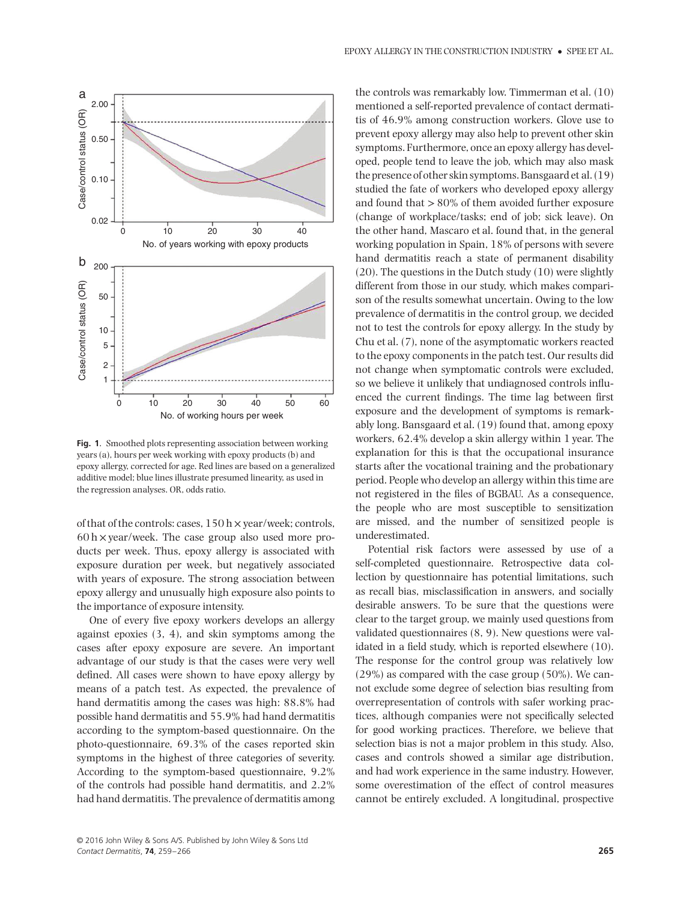**Fig. 1.** Smoothed plots representing association between working years (a), hours per week working with epoxy products (b) and epoxy allergy, corrected for age. Red lines are based on a generalized additive model; blue lines illustrate presumed linearity, as used in the regression analyses. OR, odds ratio.

of that of the controls: cases, 150 h × year/week; controls, 60 h × year/week. The case group also used more products per week. Thus, epoxy allergy is associated with exposure duration per week, but negatively associated with years of exposure. The strong association between epoxy allergy and unusually high exposure also points to the importance of exposure intensity.

One of every five epoxy workers develops an allergy against epoxies (3, 4), and skin symptoms among the cases after epoxy exposure are severe. An important advantage of our study is that the cases were very well defined. All cases were shown to have epoxy allergy by means of a patch test. As expected, the prevalence of hand dermatitis among the cases was high: 88.8% had possible hand dermatitis and 55.9% had hand dermatitis according to the symptom-based questionnaire. On the photo-questionnaire, 69.3% of the cases reported skin symptoms in the highest of three categories of severity. According to the symptom-based questionnaire, 9.2% of the controls had possible hand dermatitis, and 2.2% had hand dermatitis. The prevalence of dermatitis among the controls was remarkably low. Timmerman et al. (10) mentioned a self-reported prevalence of contact dermatitis of 46.9% among construction workers. Glove use to prevent epoxy allergy may also help to prevent other skin symptoms. Furthermore, once an epoxy allergy has developed, people tend to leave the job, which may also mask the presence of other skin symptoms. Bansgaard et al. (19) studied the fate of workers who developed epoxy allergy and found that > 80% of them avoided further exposure (change of workplace/tasks; end of job; sick leave). On the other hand, Mascaro et al. found that, in the general working population in Spain, 18% of persons with severe hand dermatitis reach a state of permanent disability (20). The questions in the Dutch study (10) were slightly different from those in our study, which makes comparison of the results somewhat uncertain. Owing to the low prevalence of dermatitis in the control group, we decided not to test the controls for epoxy allergy. In the study by Chu et al. (7), none of the asymptomatic workers reacted to the epoxy components in the patch test. Our results did not change when symptomatic controls were excluded, so we believe it unlikely that undiagnosed controls influenced the current findings. The time lag between first exposure and the development of symptoms is remarkably long. Bansgaard et al. (19) found that, among epoxy workers, 62.4% develop a skin allergy within 1 year. The explanation for this is that the occupational insurance starts after the vocational training and the probationary period. People who develop an allergy within this time are not registered in the files of BGBAU. As a consequence, the people who are most susceptible to sensitization are missed, and the number of sensitized people is underestimated.

Potential risk factors were assessed by use of a self-completed questionnaire. Retrospective data collection by questionnaire has potential limitations, such as recall bias, misclassification in answers, and socially desirable answers. To be sure that the questions were clear to the target group, we mainly used questions from validated questionnaires (8, 9). New questions were validated in a field study, which is reported elsewhere (10). The response for the control group was relatively low (29%) as compared with the case group (50%). We cannot exclude some degree of selection bias resulting from overrepresentation of controls with safer working practices, although companies were not specifically selected for good working practices. Therefore, we believe that selection bias is not a major problem in this study. Also, cases and controls showed a similar age distribution, and had work experience in the same industry. However, some overestimation of the effect of control measures cannot be entirely excluded. A longitudinal, prospective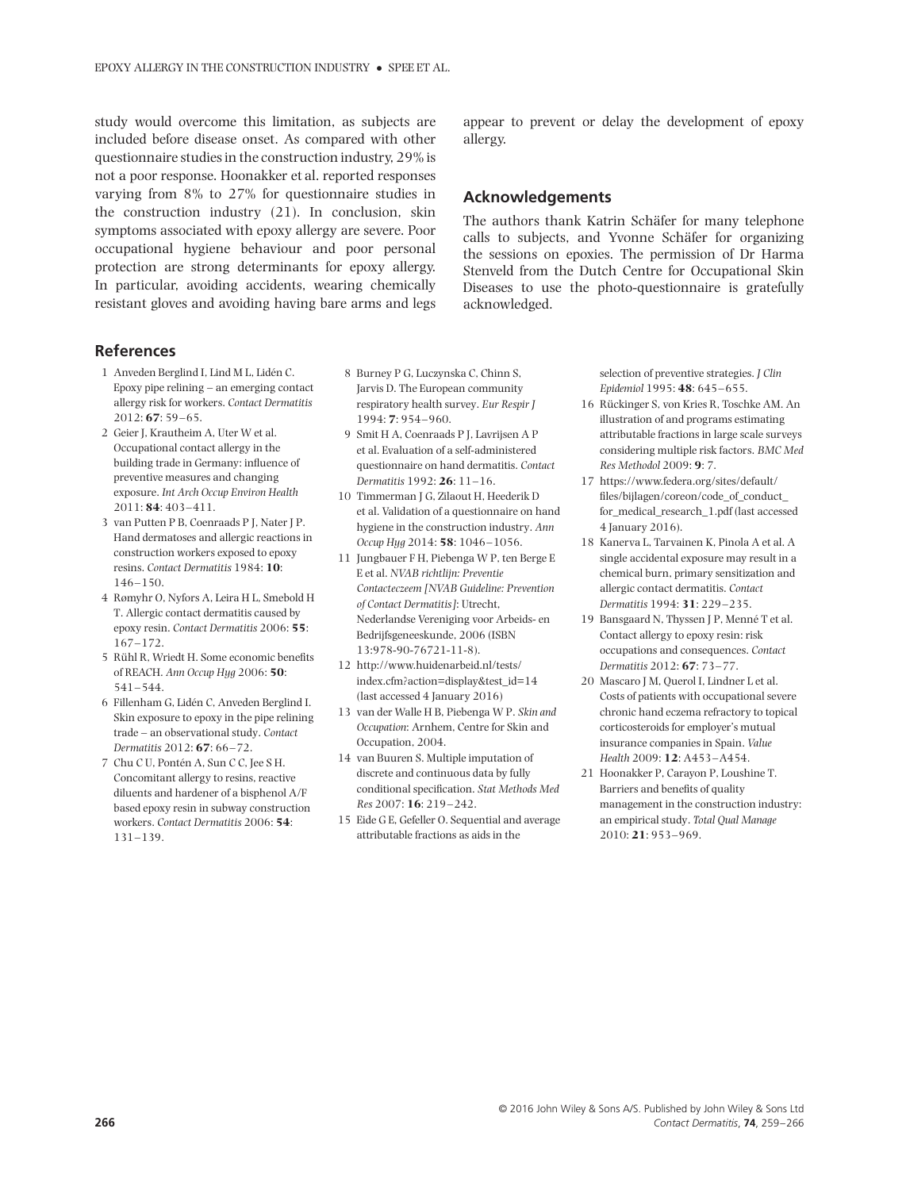study would overcome this limitation, as subjects are included before disease onset. As compared with other questionnaire studies in the construction industry, 29% is not a poor response. Hoonakker et al. reported responses varying from 8% to 27% for questionnaire studies in the construction industry (21). In conclusion, skin symptoms associated with epoxy allergy are severe. Poor occupational hygiene behaviour and poor personal protection are strong determinants for epoxy allergy. In particular, avoiding accidents, wearing chemically resistant gloves and avoiding having bare arms and legs appear to prevent or delay the development of epoxy allergy.

## Acknowledgements

The authors thank Katrin Schäfer for many telephone calls to subjects, and Yvonne Schäfer for organizing the sessions on epoxies. The permission of Dr Harma Stenveld from the Dutch Centre for Occupational Skin Diseases to use the photo-questionnaire is gratefully acknowledged.

## References

1. Anveden Berglind I, Lind M L, Lidén C. Epoxy pipe relining – an emerging contact allergy risk for workers. *Contact Dermatitis* 2012: **67**: 59–65.
2. Geier J, Krautheim A, Uter W et al. Occupational contact allergy in the building trade in Germany: influence of preventive measures and changing exposure. *Int Arch Occup Environ Health* 2011: **84**: 403–411.
3. van Putten P B, Coenraads P J, Nater J P. Hand dermatoses and allergic reactions in construction workers exposed to epoxy resins. *Contact Dermatitis* 1984: **10**: 146–150.
4. Rømyhr O, Nyfors A, Leira H L, Smebold H T. Allergic contact dermatitis caused by epoxy resin. *Contact Dermatitis* 2006: **55**: 167–172.
5. Rühl R, Wriedt H. Some economic benefits of REACH. *Ann Occup Hyg* 2006: **50**: 541–544.
6. Fillenham G, Lidén C, Anveden Berglind I. Skin exposure to epoxy in the pipe relining trade – an observational study. *Contact Dermatitis* 2012: **67**: 66–72.
7. Chu C U, Pontén A, Sun C C, Jee S H. Concomitant allergy to resins, reactive diluents and hardener of a bisphenol A/F based epoxy resin in subway construction workers. *Contact Dermatitis* 2006: **54**: 131–139.
8. Burney P G, Luczynska C, Chinn S, Jarvis D. The European community respiratory health survey. *Eur Respir J* 1994: **7**: 954–960.
9. Smit H A, Coenraads P J, Lavrijsen A P et al. Evaluation of a self-administered questionnaire on hand dermatitis. *Contact Dermatitis* 1992: **26**: 11–16.
10. Timmerman J G, Zilaout H, Heederik D et al. Validation of a questionnaire on hand hygiene in the construction industry. *Ann Occup Hyg* 2014: **58**: 1046–1056.
11. Jungbauer F H, Piebenga W P, ten Berge E E et al. *NVAB richtlijn: Preventie Contacteczeem [NVAB Guideline: Prevention of Contact Dermatitis]*: Utrecht, Nederlandse Vereniging voor Arbeids- en Bedrijfsgeneeskunde, 2006 (ISBN 13:978-90-76721-11-8).
12. http://www.huidenarbeid.nl/tests/index.cfm?action=display&test_id=14 (last accessed 4 January 2016)
13. van der Walle H B, Piebenga W P. *Skin and Occupation*: Arnhem, Centre for Skin and Occupation, 2004.
14. van Buuren S. Multiple imputation of discrete and continuous data by fully conditional specification. *Stat Methods Med Res* 2007: **16**: 219–242.
15. Eide G E, Gefeller O. Sequential and average attributable fractions as aids in the selection of preventive strategies. *J Clin Epidemiol* 1995: **48**: 645–655.
16. Rückinger S, von Kries R, Toschke AM. An illustration of and programs estimating attributable fractions in large scale surveys considering multiple risk factors. *BMC Med Res Methodol* 2009: **9**: 7.
17. https://www.federa.org/sites/default/files/bijlagen/coreon/code_of_conduct_for_medical_research_1.pdf (last accessed 4 January 2016).
18. Kanerva L, Tarvainen K, Pinola A et al. A single accidental exposure may result in a chemical burn, primary sensitization and allergic contact dermatitis. *Contact Dermatitis* 1994: **31**: 229–235.
19. Bangsgaard N, Thyssen J P, Menné T et al. Contact allergy to epoxy resin: risk occupations and consequences. *Contact Dermatitis* 2012: **67**: 73–77.
20. Mascaro J M, Querol I, Lindner L et al. Costs of patients with occupational severe chronic hand eczema refractory to topical corticosteroids for employer's mutual insurance companies in Spain. *Value Health* 2009: **12**: A453–A454.
21. Hoonakker P, Carayon P, Loushine T. Barriers and benefits of quality management in the construction industry: an empirical study. *Total Qual Manage* 2010: **21**: 953–969.